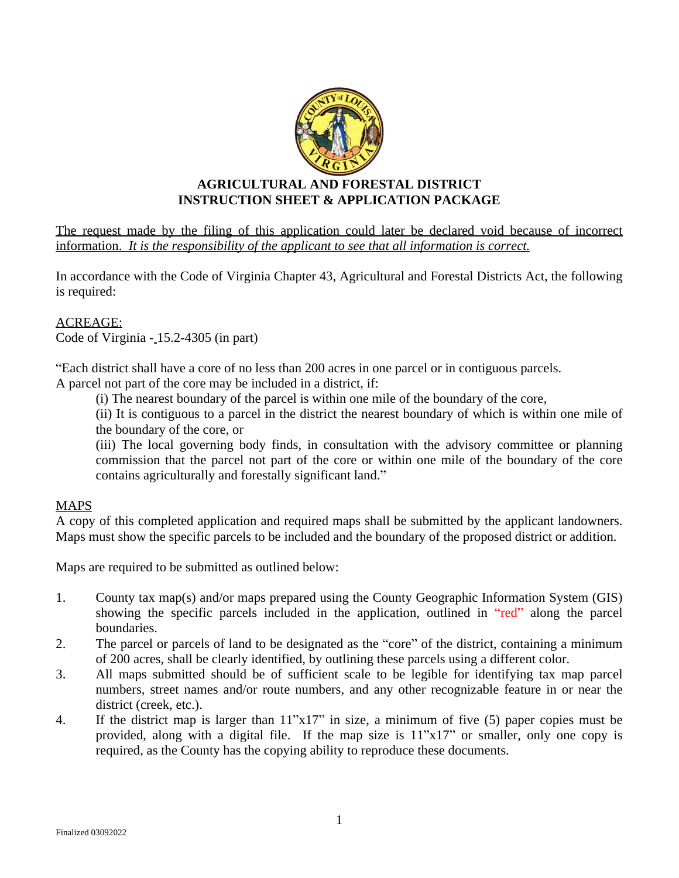# AGRICULTURAL AND FORESTAL DISTRICT
# INSTRUCTION SHEET & APPLICATION PACKAGE

The request made by the filing of this application could later be declared void because of incorrect information. *It is the responsibility of the applicant to see that all information is correct.*

In accordance with the Code of Virginia Chapter 43, Agricultural and Forestal Districts Act, the following is required:

## ACREAGE:

Code of Virginia - 15.2-4305 (in part)

"Each district shall have a core of no less than 200 acres in one parcel or in contiguous parcels.
A parcel not part of the core may be included in a district, if:

(i) The nearest boundary of the parcel is within one mile of the boundary of the core,

(ii) It is contiguous to a parcel in the district the nearest boundary of which is within one mile of the boundary of the core, or

(iii) The local governing body finds, in consultation with the advisory committee or planning commission that the parcel not part of the core or within one mile of the boundary of the core contains agriculturally and forestally significant land."

## MAPS

A copy of this completed application and required maps shall be submitted by the applicant landowners. Maps must show the specific parcels to be included and the boundary of the proposed district or addition.

Maps are required to be submitted as outlined below:

1. County tax map(s) and/or maps prepared using the County Geographic Information System (GIS) showing the specific parcels included in the application, outlined in "red" along the parcel boundaries.
2. The parcel or parcels of land to be designated as the "core" of the district, containing a minimum of 200 acres, shall be clearly identified, by outlining these parcels using a different color.
3. All maps submitted should be of sufficient scale to be legible for identifying tax map parcel numbers, street names and/or route numbers, and any other recognizable feature in or near the district (creek, etc.).
4. If the district map is larger than 11"x17" in size, a minimum of five (5) paper copies must be provided, along with a digital file. If the map size is 11"x17" or smaller, only one copy is required, as the County has the copying ability to reproduce these documents.

Finalized 03092022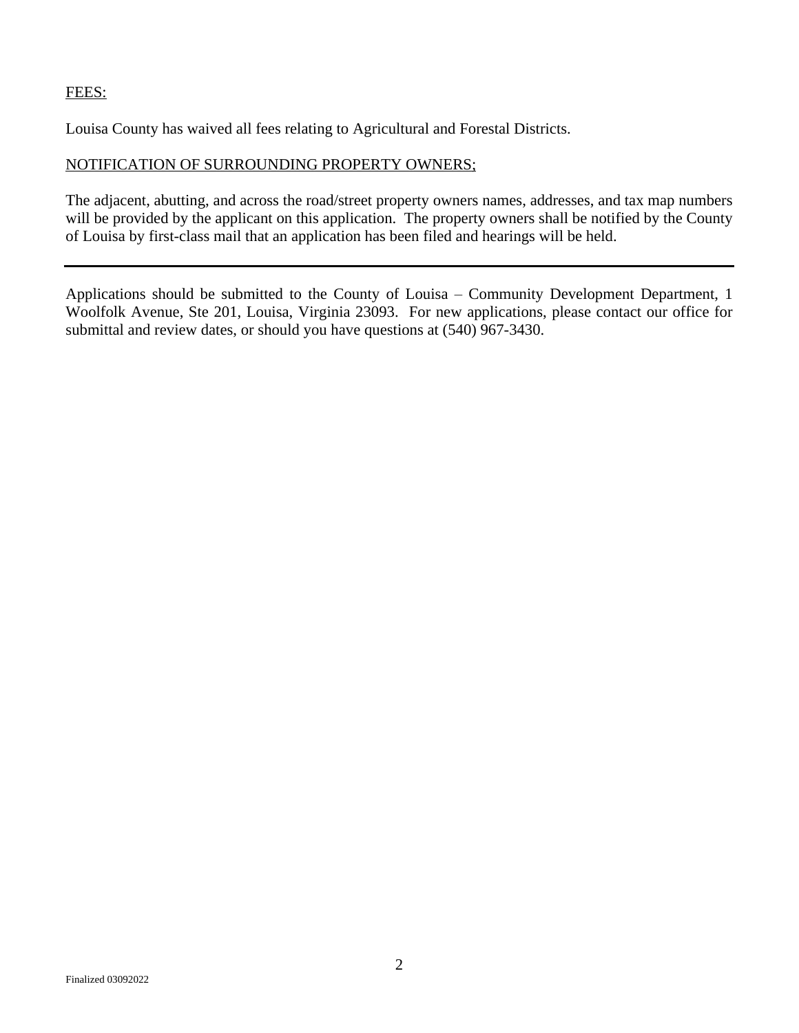FEES:

Louisa County has waived all fees relating to Agricultural and Forestal Districts.

NOTIFICATION OF SURROUNDING PROPERTY OWNERS;

The adjacent, abutting, and across the road/street property owners names, addresses, and tax map numbers will be provided by the applicant on this application. The property owners shall be notified by the County of Louisa by first-class mail that an application has been filed and hearings will be held.

---

Applications should be submitted to the County of Louisa – Community Development Department, 1 Woolfolk Avenue, Ste 201, Louisa, Virginia 23093. For new applications, please contact our office for submittal and review dates, or should you have questions at (540) 967-3430.

Finalized 03092022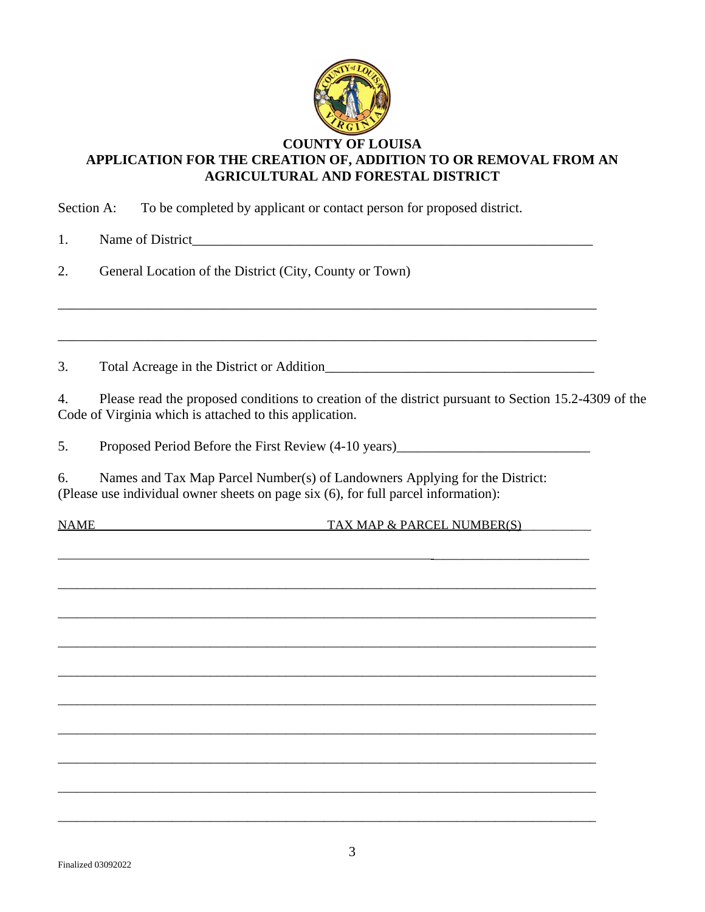# COUNTY OF LOUISA
## APPLICATION FOR THE CREATION OF, ADDITION TO OR REMOVAL FROM AN AGRICULTURAL AND FORESTAL DISTRICT

Section A: To be completed by applicant or contact person for proposed district.

1. Name of District_______________________________________________________________

2. General Location of the District (City, County or Town)

_____________________________________________________________________________

_____________________________________________________________________________

3. Total Acreage in the District or Addition_______________________________________

4. Please read the proposed conditions to creation of the district pursuant to Section 15.2-4309 of the Code of Virginia which is attached to this application.

5. Proposed Period Before the First Review (4-10 years)___________________________

6. Names and Tax Map Parcel Number(s) of Landowners Applying for the District: (Please use individual owner sheets on page six (6), for full parcel information):

| NAME | TAX MAP & PARCEL NUMBER(S) |
| --- | --- |
| | |
| | |
| | |
| | |
| | |
| | |
| | |
| | |
| | |
| | |

Finalized 03092022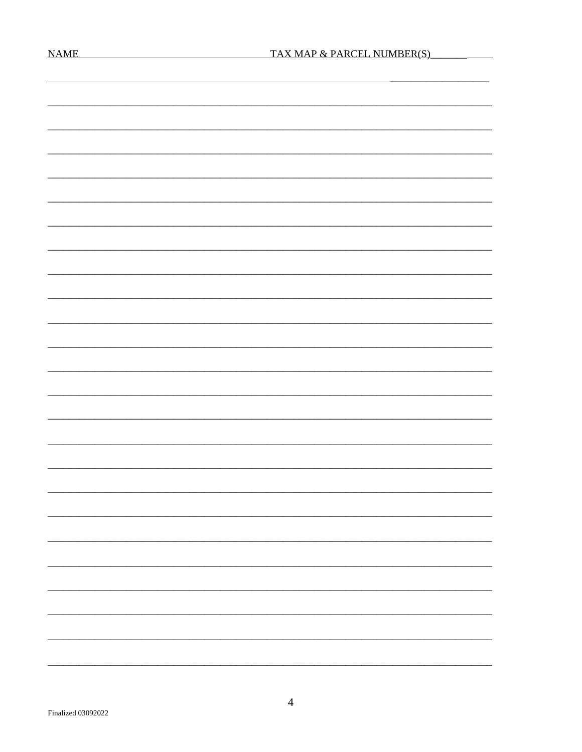NAME \_\_\_\_\_\_\_\_\_\_\_\_\_\_\_\_\_\_\_\_\_\_\_\_\_\_\_\_\_\_\_\_\_\_ TAX MAP & PARCEL NUMBER(S)\_\_\_\_\_\_\_\_\_\_\_\_\_

\_\_\_\_\_\_\_\_\_\_\_\_\_\_\_\_\_\_\_\_\_\_\_\_\_\_\_\_\_\_\_\_\_\_\_\_\_\_\_\_\_\_\_\_\_\_\_\_\_\_\_\_\_\_\_\_\_\_\_\_\_\_\_\_\_\_\_\_\_\_\_\_\_\_\_\_\_\_

\_\_\_\_\_\_\_\_\_\_\_\_\_\_\_\_\_\_\_\_\_\_\_\_\_\_\_\_\_\_\_\_\_\_\_\_\_\_\_\_\_\_\_\_\_\_\_\_\_\_\_\_\_\_\_\_\_\_\_\_\_\_\_\_\_\_\_\_\_\_\_\_\_\_\_\_\_\_

\_\_\_\_\_\_\_\_\_\_\_\_\_\_\_\_\_\_\_\_\_\_\_\_\_\_\_\_\_\_\_\_\_\_\_\_\_\_\_\_\_\_\_\_\_\_\_\_\_\_\_\_\_\_\_\_\_\_\_\_\_\_\_\_\_\_\_\_\_\_\_\_\_\_\_\_\_\_

\_\_\_\_\_\_\_\_\_\_\_\_\_\_\_\_\_\_\_\_\_\_\_\_\_\_\_\_\_\_\_\_\_\_\_\_\_\_\_\_\_\_\_\_\_\_\_\_\_\_\_\_\_\_\_\_\_\_\_\_\_\_\_\_\_\_\_\_\_\_\_\_\_\_\_\_\_\_

\_\_\_\_\_\_\_\_\_\_\_\_\_\_\_\_\_\_\_\_\_\_\_\_\_\_\_\_\_\_\_\_\_\_\_\_\_\_\_\_\_\_\_\_\_\_\_\_\_\_\_\_\_\_\_\_\_\_\_\_\_\_\_\_\_\_\_\_\_\_\_\_\_\_\_\_\_\_

\_\_\_\_\_\_\_\_\_\_\_\_\_\_\_\_\_\_\_\_\_\_\_\_\_\_\_\_\_\_\_\_\_\_\_\_\_\_\_\_\_\_\_\_\_\_\_\_\_\_\_\_\_\_\_\_\_\_\_\_\_\_\_\_\_\_\_\_\_\_\_\_\_\_\_\_\_\_

\_\_\_\_\_\_\_\_\_\_\_\_\_\_\_\_\_\_\_\_\_\_\_\_\_\_\_\_\_\_\_\_\_\_\_\_\_\_\_\_\_\_\_\_\_\_\_\_\_\_\_\_\_\_\_\_\_\_\_\_\_\_\_\_\_\_\_\_\_\_\_\_\_\_\_\_\_\_

\_\_\_\_\_\_\_\_\_\_\_\_\_\_\_\_\_\_\_\_\_\_\_\_\_\_\_\_\_\_\_\_\_\_\_\_\_\_\_\_\_\_\_\_\_\_\_\_\_\_\_\_\_\_\_\_\_\_\_\_\_\_\_\_\_\_\_\_\_\_\_\_\_\_\_\_\_\_

\_\_\_\_\_\_\_\_\_\_\_\_\_\_\_\_\_\_\_\_\_\_\_\_\_\_\_\_\_\_\_\_\_\_\_\_\_\_\_\_\_\_\_\_\_\_\_\_\_\_\_\_\_\_\_\_\_\_\_\_\_\_\_\_\_\_\_\_\_\_\_\_\_\_\_\_\_\_

\_\_\_\_\_\_\_\_\_\_\_\_\_\_\_\_\_\_\_\_\_\_\_\_\_\_\_\_\_\_\_\_\_\_\_\_\_\_\_\_\_\_\_\_\_\_\_\_\_\_\_\_\_\_\_\_\_\_\_\_\_\_\_\_\_\_\_\_\_\_\_\_\_\_\_\_\_\_

\_\_\_\_\_\_\_\_\_\_\_\_\_\_\_\_\_\_\_\_\_\_\_\_\_\_\_\_\_\_\_\_\_\_\_\_\_\_\_\_\_\_\_\_\_\_\_\_\_\_\_\_\_\_\_\_\_\_\_\_\_\_\_\_\_\_\_\_\_\_\_\_\_\_\_\_\_\_

\_\_\_\_\_\_\_\_\_\_\_\_\_\_\_\_\_\_\_\_\_\_\_\_\_\_\_\_\_\_\_\_\_\_\_\_\_\_\_\_\_\_\_\_\_\_\_\_\_\_\_\_\_\_\_\_\_\_\_\_\_\_\_\_\_\_\_\_\_\_\_\_\_\_\_\_\_\_

\_\_\_\_\_\_\_\_\_\_\_\_\_\_\_\_\_\_\_\_\_\_\_\_\_\_\_\_\_\_\_\_\_\_\_\_\_\_\_\_\_\_\_\_\_\_\_\_\_\_\_\_\_\_\_\_\_\_\_\_\_\_\_\_\_\_\_\_\_\_\_\_\_\_\_\_\_\_

\_\_\_\_\_\_\_\_\_\_\_\_\_\_\_\_\_\_\_\_\_\_\_\_\_\_\_\_\_\_\_\_\_\_\_\_\_\_\_\_\_\_\_\_\_\_\_\_\_\_\_\_\_\_\_\_\_\_\_\_\_\_\_\_\_\_\_\_\_\_\_\_\_\_\_\_\_\_

\_\_\_\_\_\_\_\_\_\_\_\_\_\_\_\_\_\_\_\_\_\_\_\_\_\_\_\_\_\_\_\_\_\_\_\_\_\_\_\_\_\_\_\_\_\_\_\_\_\_\_\_\_\_\_\_\_\_\_\_\_\_\_\_\_\_\_\_\_\_\_\_\_\_\_\_\_\_

\_\_\_\_\_\_\_\_\_\_\_\_\_\_\_\_\_\_\_\_\_\_\_\_\_\_\_\_\_\_\_\_\_\_\_\_\_\_\_\_\_\_\_\_\_\_\_\_\_\_\_\_\_\_\_\_\_\_\_\_\_\_\_\_\_\_\_\_\_\_\_\_\_\_\_\_\_\_

\_\_\_\_\_\_\_\_\_\_\_\_\_\_\_\_\_\_\_\_\_\_\_\_\_\_\_\_\_\_\_\_\_\_\_\_\_\_\_\_\_\_\_\_\_\_\_\_\_\_\_\_\_\_\_\_\_\_\_\_\_\_\_\_\_\_\_\_\_\_\_\_\_\_\_\_\_\_

\_\_\_\_\_\_\_\_\_\_\_\_\_\_\_\_\_\_\_\_\_\_\_\_\_\_\_\_\_\_\_\_\_\_\_\_\_\_\_\_\_\_\_\_\_\_\_\_\_\_\_\_\_\_\_\_\_\_\_\_\_\_\_\_\_\_\_\_\_\_\_\_\_\_\_\_\_\_

\_\_\_\_\_\_\_\_\_\_\_\_\_\_\_\_\_\_\_\_\_\_\_\_\_\_\_\_\_\_\_\_\_\_\_\_\_\_\_\_\_\_\_\_\_\_\_\_\_\_\_\_\_\_\_\_\_\_\_\_\_\_\_\_\_\_\_\_\_\_\_\_\_\_\_\_\_\_

\_\_\_\_\_\_\_\_\_\_\_\_\_\_\_\_\_\_\_\_\_\_\_\_\_\_\_\_\_\_\_\_\_\_\_\_\_\_\_\_\_\_\_\_\_\_\_\_\_\_\_\_\_\_\_\_\_\_\_\_\_\_\_\_\_\_\_\_\_\_\_\_\_\_\_\_\_\_

\_\_\_\_\_\_\_\_\_\_\_\_\_\_\_\_\_\_\_\_\_\_\_\_\_\_\_\_\_\_\_\_\_\_\_\_\_\_\_\_\_\_\_\_\_\_\_\_\_\_\_\_\_\_\_\_\_\_\_\_\_\_\_\_\_\_\_\_\_\_\_\_\_\_\_\_\_\_

\_\_\_\_\_\_\_\_\_\_\_\_\_\_\_\_\_\_\_\_\_\_\_\_\_\_\_\_\_\_\_\_\_\_\_\_\_\_\_\_\_\_\_\_\_\_\_\_\_\_\_\_\_\_\_\_\_\_\_\_\_\_\_\_\_\_\_\_\_\_\_\_\_\_\_\_\_\_

\_\_\_\_\_\_\_\_\_\_\_\_\_\_\_\_\_\_\_\_\_\_\_\_\_\_\_\_\_\_\_\_\_\_\_\_\_\_\_\_\_\_\_\_\_\_\_\_\_\_\_\_\_\_\_\_\_\_\_\_\_\_\_\_\_\_\_\_\_\_\_\_\_\_\_\_\_\_

\_\_\_\_\_\_\_\_\_\_\_\_\_\_\_\_\_\_\_\_\_\_\_\_\_\_\_\_\_\_\_\_\_\_\_\_\_\_\_\_\_\_\_\_\_\_\_\_\_\_\_\_\_\_\_\_\_\_\_\_\_\_\_\_\_\_\_\_\_\_\_\_\_\_\_\_\_\_

\_\_\_\_\_\_\_\_\_\_\_\_\_\_\_\_\_\_\_\_\_\_\_\_\_\_\_\_\_\_\_\_\_\_\_\_\_\_\_\_\_\_\_\_\_\_\_\_\_\_\_\_\_\_\_\_\_\_\_\_\_\_\_\_\_\_\_\_\_\_\_\_\_\_\_\_\_\_

Finalized 03092022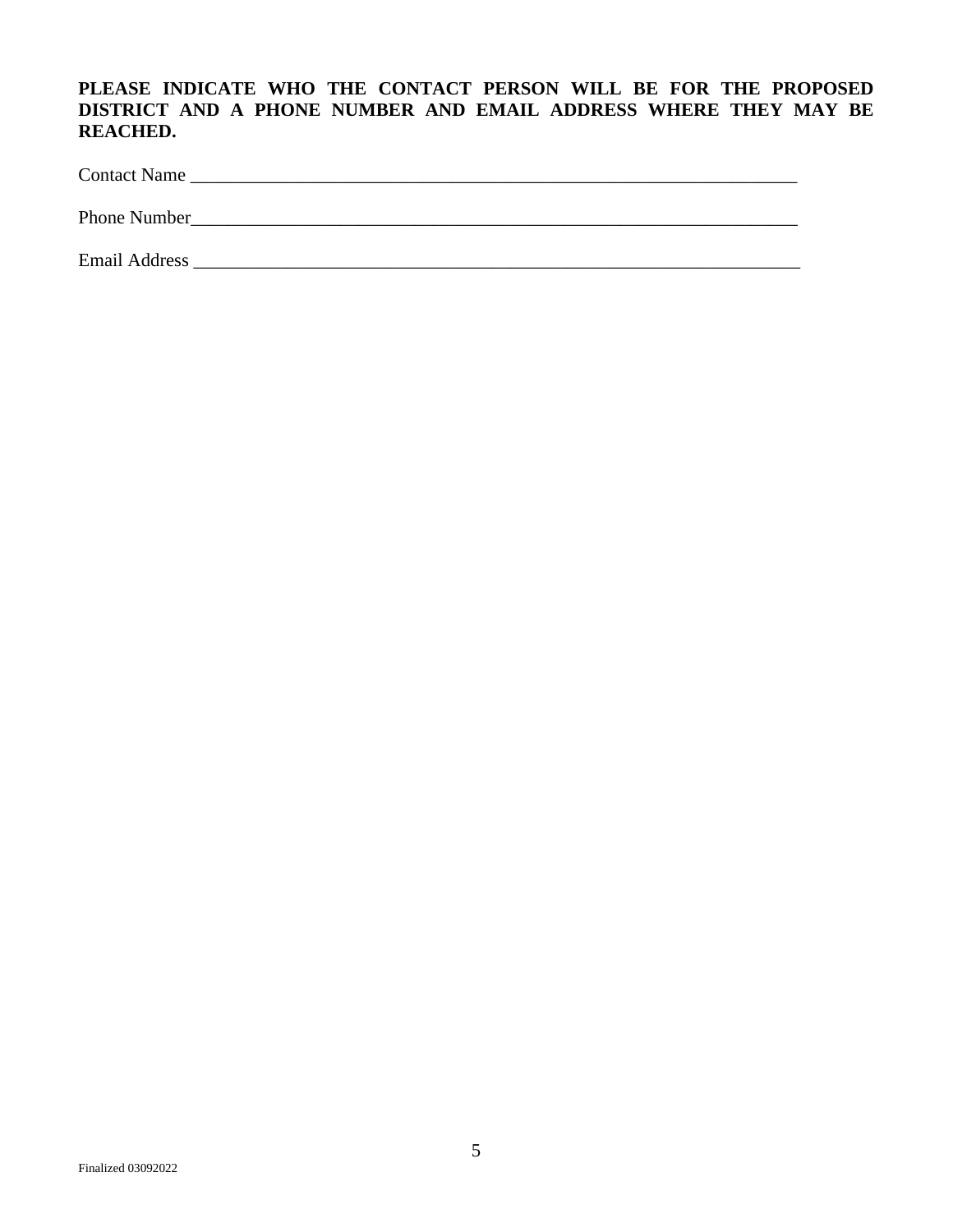**PLEASE INDICATE WHO THE CONTACT PERSON WILL BE FOR THE PROPOSED DISTRICT AND A PHONE NUMBER AND EMAIL ADDRESS WHERE THEY MAY BE REACHED.**

Contact Name ___________________________________________________________________

Phone Number___________________________________________________________________

Email Address ___________________________________________________________________

Finalized 03092022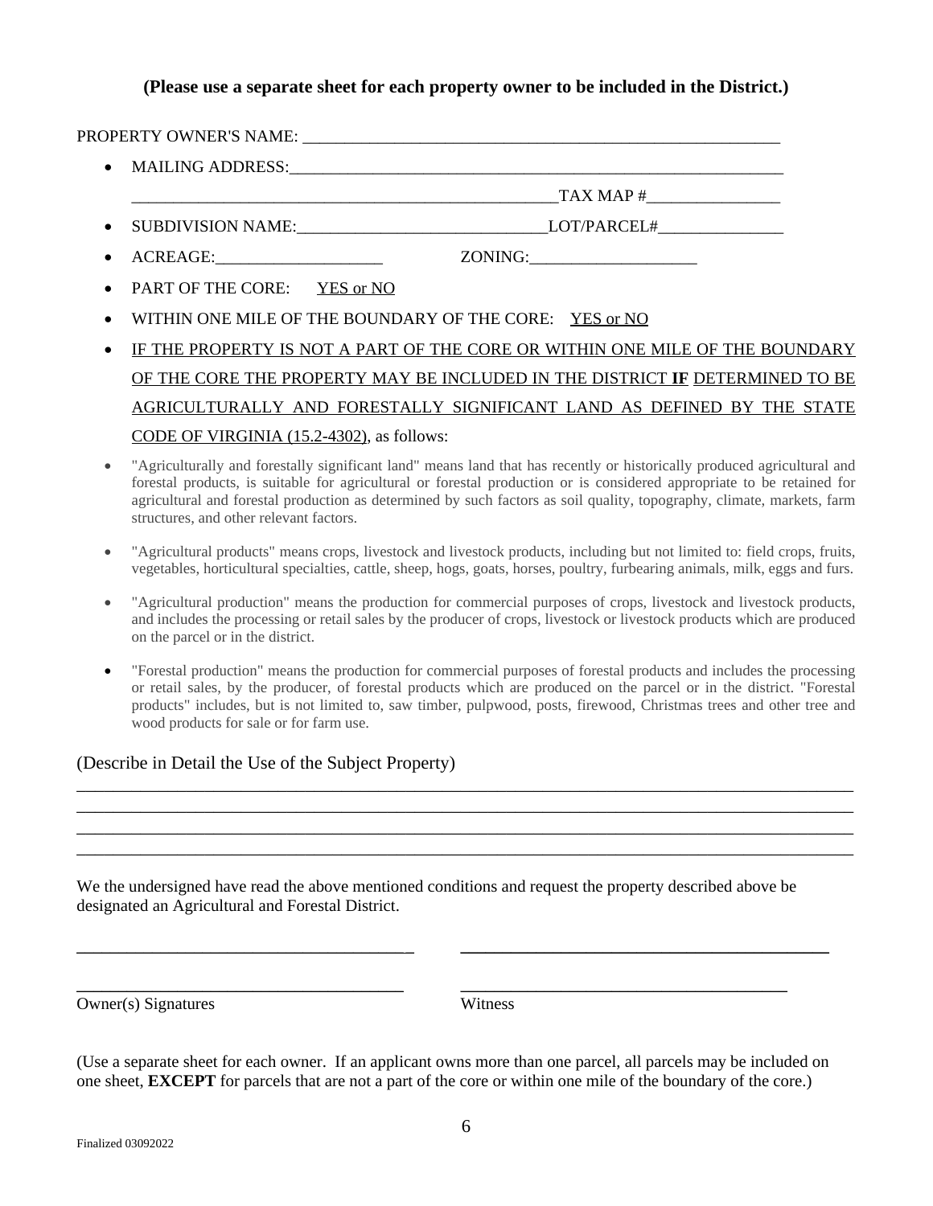**(Please use a separate sheet for each property owner to be included in the District.)**

PROPERTY OWNER'S NAME: ___________________________________________________________

- MAILING ADDRESS:_____________________________________________________________

  ____________________________________________________TAX MAP #________________
- SUBDIVISION NAME:______________________________LOT/PARCEL#_______________
- ACREAGE:____________________ ZONING:____________________
- PART OF THE CORE: YES or NO
- WITHIN ONE MILE OF THE BOUNDARY OF THE CORE: YES or NO
- IF THE PROPERTY IS NOT A PART OF THE CORE OR WITHIN ONE MILE OF THE BOUNDARY OF THE CORE THE PROPERTY MAY BE INCLUDED IN THE DISTRICT **IF** DETERMINED TO BE AGRICULTURALLY AND FORESTALLY SIGNIFICANT LAND AS DEFINED BY THE STATE CODE OF VIRGINIA (15.2-4302), as follows:

- "Agriculturally and forestally significant land" means land that has recently or historically produced agricultural and forestal products, is suitable for agricultural or forestal production or is considered appropriate to be retained for agricultural and forestal production as determined by such factors as soil quality, topography, climate, markets, farm structures, and other relevant factors.
- "Agricultural products" means crops, livestock and livestock products, including but not limited to: field crops, fruits, vegetables, horticultural specialties, cattle, sheep, hogs, goats, horses, poultry, furbearing animals, milk, eggs and furs.
- "Agricultural production" means the production for commercial purposes of crops, livestock and livestock products, and includes the processing or retail sales by the producer of crops, livestock or livestock products which are produced on the parcel or in the district.
- "Forestal production" means the production for commercial purposes of forestal products and includes the processing or retail sales, by the producer, of forestal products which are produced on the parcel or in the district. "Forestal products" includes, but is not limited to, saw timber, pulpwood, posts, firewood, Christmas trees and other tree and wood products for sale or for farm use.

(Describe in Detail the Use of the Subject Property)

______________________________________________________________________________________

______________________________________________________________________________________

______________________________________________________________________________________

______________________________________________________________________________________

We the undersigned have read the above mentioned conditions and request the property described above be designated an Agricultural and Forestal District.

_______________________________________ _______________________________________

_______________________________________ _______________________________________

Owner(s) Signatures Witness

(Use a separate sheet for each owner. If an applicant owns more than one parcel, all parcels may be included on one sheet, **EXCEPT** for parcels that are not a part of the core or within one mile of the boundary of the core.)

Finalized 03092022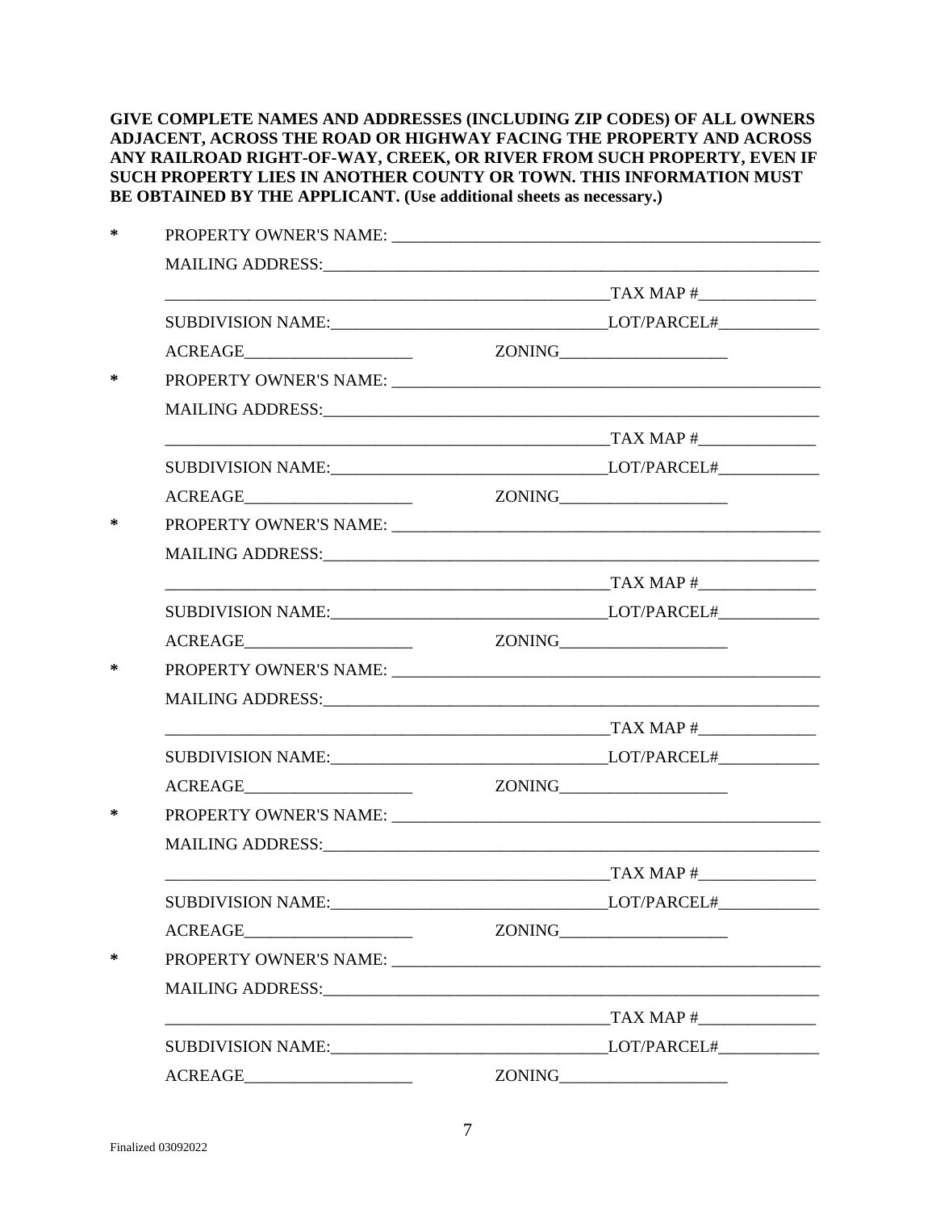**GIVE COMPLETE NAMES AND ADDRESSES (INCLUDING ZIP CODES) OF ALL OWNERS ADJACENT, ACROSS THE ROAD OR HIGHWAY FACING THE PROPERTY AND ACROSS ANY RAILROAD RIGHT-OF-WAY, CREEK, OR RIVER FROM SUCH PROPERTY, EVEN IF SUCH PROPERTY LIES IN ANOTHER COUNTY OR TOWN. THIS INFORMATION MUST BE OBTAINED BY THE APPLICANT. (Use additional sheets as necessary.)**

\* PROPERTY OWNER'S NAME: ____________________________________________________

MAILING ADDRESS:__________________________________________________________

______________________________________________________TAX MAP #______________

SUBDIVISION NAME:________________________________LOT/PARCEL#____________

ACREAGE____________________ ZONING____________________

\* PROPERTY OWNER'S NAME: ____________________________________________________

MAILING ADDRESS:__________________________________________________________

______________________________________________________TAX MAP #______________

SUBDIVISION NAME:________________________________LOT/PARCEL#____________

ACREAGE____________________ ZONING____________________

\* PROPERTY OWNER'S NAME: ____________________________________________________

MAILING ADDRESS:__________________________________________________________

______________________________________________________TAX MAP #______________

SUBDIVISION NAME:________________________________LOT/PARCEL#____________

ACREAGE____________________ ZONING____________________

\* PROPERTY OWNER'S NAME: ____________________________________________________

MAILING ADDRESS:__________________________________________________________

______________________________________________________TAX MAP #______________

SUBDIVISION NAME:________________________________LOT/PARCEL#____________

ACREAGE____________________ ZONING____________________

\* PROPERTY OWNER'S NAME: ____________________________________________________

MAILING ADDRESS:__________________________________________________________

______________________________________________________TAX MAP #______________

SUBDIVISION NAME:________________________________LOT/PARCEL#____________

ACREAGE____________________ ZONING____________________

\* PROPERTY OWNER'S NAME: ____________________________________________________

MAILING ADDRESS:__________________________________________________________

______________________________________________________TAX MAP #______________

SUBDIVISION NAME:________________________________LOT/PARCEL#____________

ACREAGE____________________ ZONING____________________

Finalized 03092022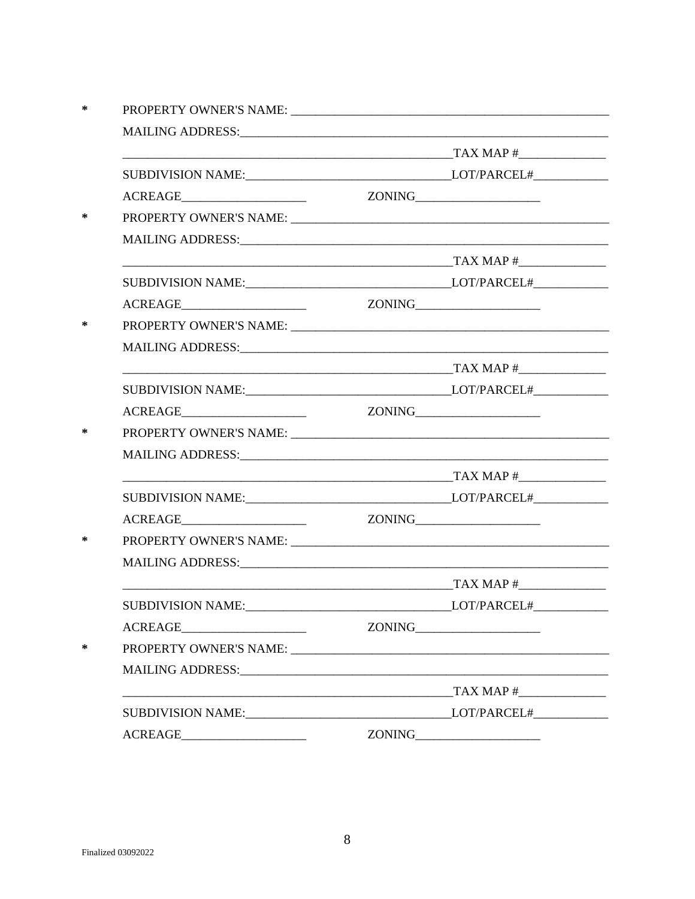\* PROPERTY OWNER'S NAME: ____________________________________________________

MAILING ADDRESS:_______________________________________________________________

_______________________________________________________TAX MAP #______________

SUBDIVISION NAME:________________________________LOT/PARCEL#____________

ACREAGE____________________ ZONING____________________

\* PROPERTY OWNER'S NAME: ____________________________________________________

MAILING ADDRESS:_______________________________________________________________

_______________________________________________________TAX MAP #______________

SUBDIVISION NAME:________________________________LOT/PARCEL#____________

ACREAGE____________________ ZONING____________________

\* PROPERTY OWNER'S NAME: ____________________________________________________

MAILING ADDRESS:_______________________________________________________________

_______________________________________________________TAX MAP #______________

SUBDIVISION NAME:________________________________LOT/PARCEL#____________

ACREAGE____________________ ZONING____________________

\* PROPERTY OWNER'S NAME: ____________________________________________________

MAILING ADDRESS:_______________________________________________________________

_______________________________________________________TAX MAP #______________

SUBDIVISION NAME:________________________________LOT/PARCEL#____________

ACREAGE____________________ ZONING____________________

\* PROPERTY OWNER'S NAME: ____________________________________________________

MAILING ADDRESS:_______________________________________________________________

_______________________________________________________TAX MAP #______________

SUBDIVISION NAME:________________________________LOT/PARCEL#____________

ACREAGE____________________ ZONING____________________

\* PROPERTY OWNER'S NAME: ____________________________________________________

MAILING ADDRESS:_______________________________________________________________

_______________________________________________________TAX MAP #______________

SUBDIVISION NAME:________________________________LOT/PARCEL#____________

ACREAGE____________________ ZONING____________________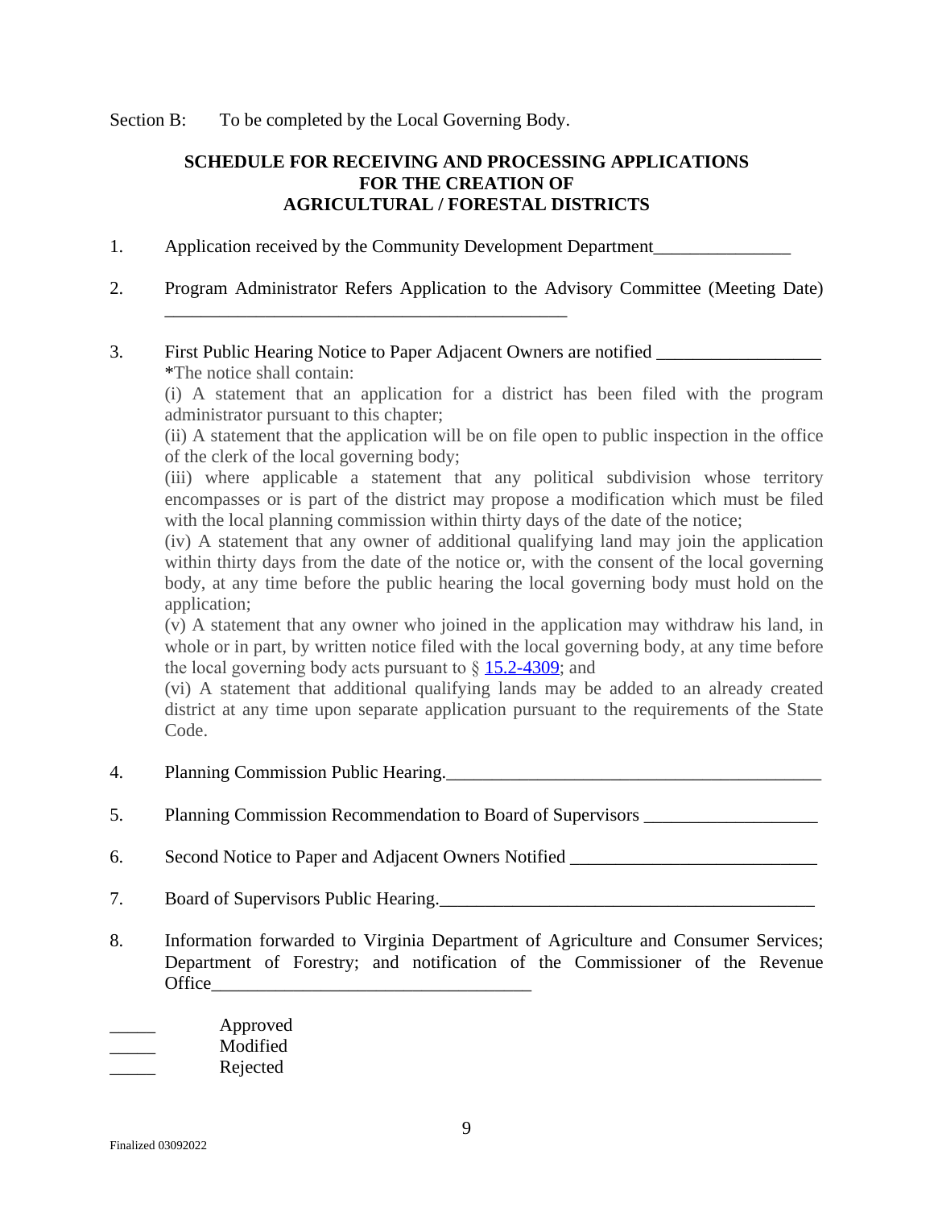Section B: To be completed by the Local Governing Body.

## SCHEDULE FOR RECEIVING AND PROCESSING APPLICATIONS FOR THE CREATION OF AGRICULTURAL / FORESTAL DISTRICTS

1. Application received by the Community Development Department_______________

2. Program Administrator Refers Application to the Advisory Committee (Meeting Date) ____________________________________________

3. First Public Hearing Notice to Paper Adjacent Owners are notified __________________
   *The notice shall contain:
   (i) A statement that an application for a district has been filed with the program administrator pursuant to this chapter;
   (ii) A statement that the application will be on file open to public inspection in the office of the clerk of the local governing body;
   (iii) where applicable a statement that any political subdivision whose territory encompasses or is part of the district may propose a modification which must be filed with the local planning commission within thirty days of the date of the notice;
   (iv) A statement that any owner of additional qualifying land may join the application within thirty days from the date of the notice or, with the consent of the local governing body, at any time before the public hearing the local governing body must hold on the application;
   (v) A statement that any owner who joined in the application may withdraw his land, in whole or in part, by written notice filed with the local governing body, at any time before the local governing body acts pursuant to § 15.2-4309; and
   (vi) A statement that additional qualifying lands may be added to an already created district at any time upon separate application pursuant to the requirements of the State Code.

4. Planning Commission Public Hearing.__________________________________________

5. Planning Commission Recommendation to Board of Supervisors ___________________

6. Second Notice to Paper and Adjacent Owners Notified ___________________________

7. Board of Supervisors Public Hearing.__________________________________________

8. Information forwarded to Virginia Department of Agriculture and Consumer Services; Department of Forestry; and notification of the Commissioner of the Revenue Office___________________________________

_____ Approved
_____ Modified
_____ Rejected

Finalized 03092022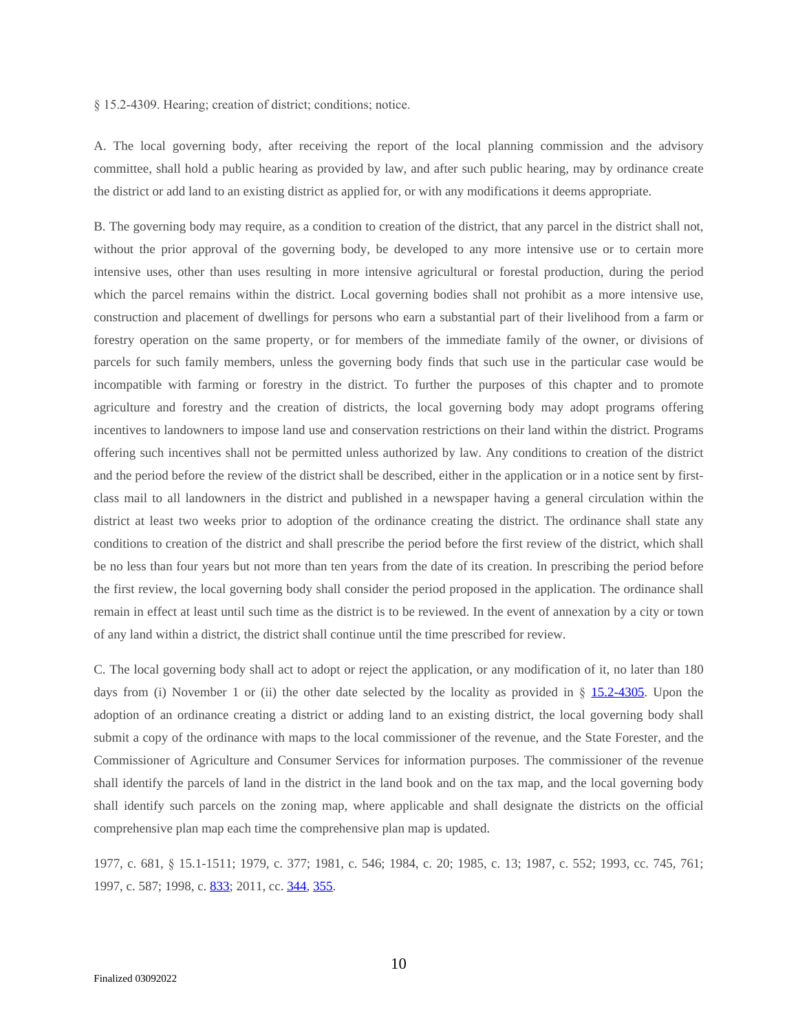§ 15.2-4309. Hearing; creation of district; conditions; notice.

A. The local governing body, after receiving the report of the local planning commission and the advisory committee, shall hold a public hearing as provided by law, and after such public hearing, may by ordinance create the district or add land to an existing district as applied for, or with any modifications it deems appropriate.

B. The governing body may require, as a condition to creation of the district, that any parcel in the district shall not, without the prior approval of the governing body, be developed to any more intensive use or to certain more intensive uses, other than uses resulting in more intensive agricultural or forestal production, during the period which the parcel remains within the district. Local governing bodies shall not prohibit as a more intensive use, construction and placement of dwellings for persons who earn a substantial part of their livelihood from a farm or forestry operation on the same property, or for members of the immediate family of the owner, or divisions of parcels for such family members, unless the governing body finds that such use in the particular case would be incompatible with farming or forestry in the district. To further the purposes of this chapter and to promote agriculture and forestry and the creation of districts, the local governing body may adopt programs offering incentives to landowners to impose land use and conservation restrictions on their land within the district. Programs offering such incentives shall not be permitted unless authorized by law. Any conditions to creation of the district and the period before the review of the district shall be described, either in the application or in a notice sent by first-class mail to all landowners in the district and published in a newspaper having a general circulation within the district at least two weeks prior to adoption of the ordinance creating the district. The ordinance shall state any conditions to creation of the district and shall prescribe the period before the first review of the district, which shall be no less than four years but not more than ten years from the date of its creation. In prescribing the period before the first review, the local governing body shall consider the period proposed in the application. The ordinance shall remain in effect at least until such time as the district is to be reviewed. In the event of annexation by a city or town of any land within a district, the district shall continue until the time prescribed for review.

C. The local governing body shall act to adopt or reject the application, or any modification of it, no later than 180 days from (i) November 1 or (ii) the other date selected by the locality as provided in § 15.2-4305. Upon the adoption of an ordinance creating a district or adding land to an existing district, the local governing body shall submit a copy of the ordinance with maps to the local commissioner of the revenue, and the State Forester, and the Commissioner of Agriculture and Consumer Services for information purposes. The commissioner of the revenue shall identify the parcels of land in the district in the land book and on the tax map, and the local governing body shall identify such parcels on the zoning map, where applicable and shall designate the districts on the official comprehensive plan map each time the comprehensive plan map is updated.

1977, c. 681, § 15.1-1511; 1979, c. 377; 1981, c. 546; 1984, c. 20; 1985, c. 13; 1987, c. 552; 1993, cc. 745, 761; 1997, c. 587; 1998, c. 833; 2011, cc. 344, 355.

Finalized 03092022